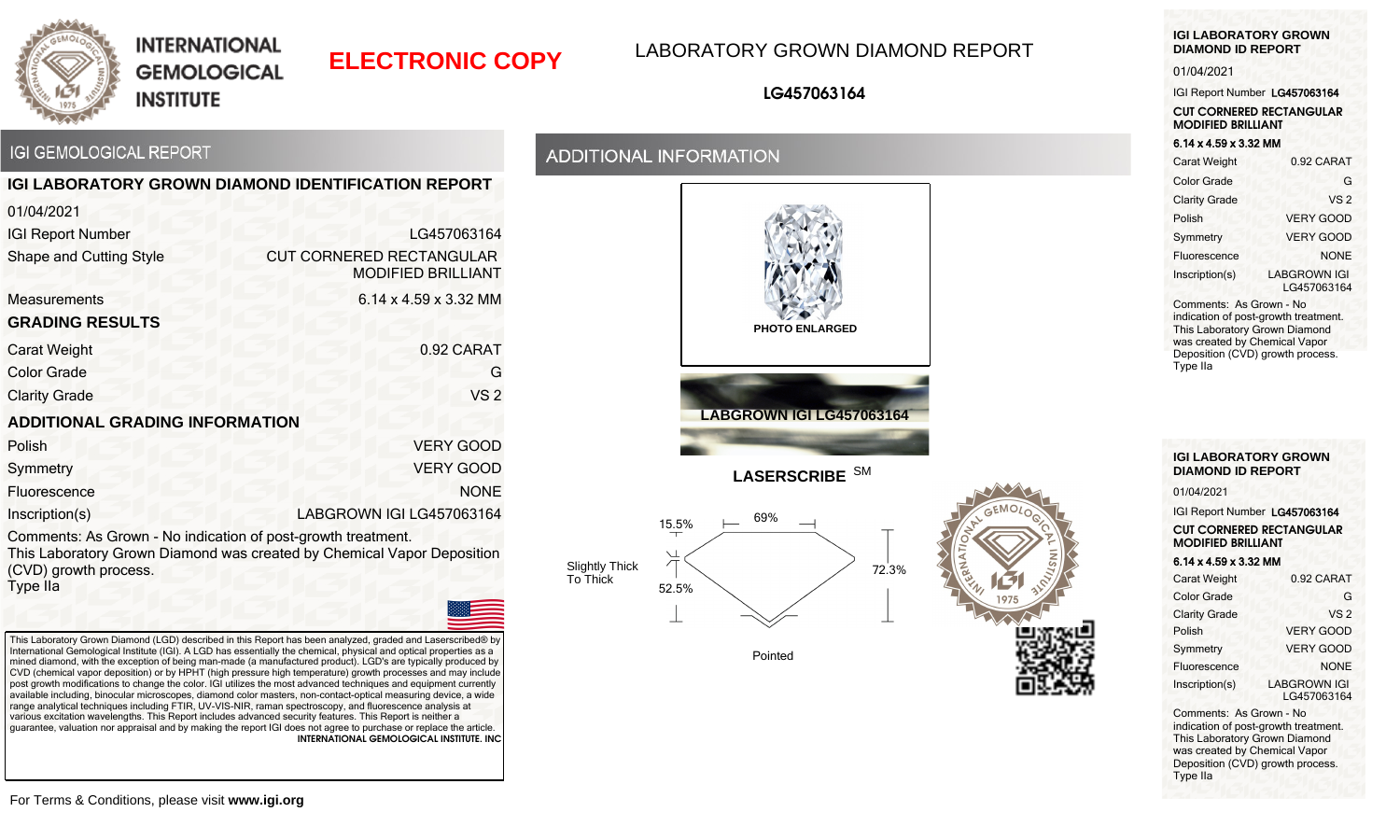# INTERNATIONAL GEMOLOGICAL INSTITUTE

**ELECTRONIC COPY**

LABORATORY GROWN DIAMOND REPORT

**LG457063164**

## IGI GEMOLOGICAL REPORT

### IGI LABORATORY GROWN DIAMOND IDENTIFICATION REPORT

| | |
|---|---|
| 01/04/2021 | |
| IGI Report Number | LG457063164 |
| Shape and Cutting Style | CUT CORNERED RECTANGULAR MODIFIED BRILLIANT |
| Measurements | 6.14 x 4.59 x 3.32 MM |

### GRADING RESULTS

| | |
|---|---|
| Carat Weight | 0.92 CARAT |
| Color Grade | G |
| Clarity Grade | VS 2 |

### ADDITIONAL GRADING INFORMATION

| | |
|---|---|
| Polish | VERY GOOD |
| Symmetry | VERY GOOD |
| Fluorescence | NONE |
| Inscription(s) | LABGROWN IGI LG457063164 |

Comments: As Grown - No indication of post-growth treatment.
This Laboratory Grown Diamond was created by Chemical Vapor Deposition (CVD) growth process.
Type IIa

This Laboratory Grown Diamond (LGD) described in this Report has been analyzed, graded and Laserscribed® by International Gemological Institute (IGI). A LGD has essentially the chemical, physical and optical properties as a mined diamond, with the exception of being man-made (a manufactured product). LGD's are typically produced by CVD (chemical vapor deposition) or by HPHT (high pressure high temperature) growth processes and may include post growth modifications to change the color. IGI utilizes the most advanced techniques and equipment currently available including, binocular microscopes, diamond color masters, non-contact-optical measuring device, a wide range analytical techniques including FTIR, UV-VIS-NIR, raman spectroscopy, and fluorescence analysis at various excitation wavelengths. This Report includes advanced security features. This Report is neither a guarantee, valuation nor appraisal and by making the report IGI does not agree to purchase or replace the article.
**INTERNATIONAL GEMOLOGICAL INSTITUTE, INC**

For Terms & Conditions, please visit **www.igi.org**

## ADDITIONAL INFORMATION

PHOTO ENLARGED

LABGROWN IGI LG457063164

**LASERSCRIBE** SM

15.5%
69%
72.3%
52.5%
Slightly Thick To Thick
Pointed

### IGI LABORATORY GROWN DIAMOND ID REPORT

01/04/2021

IGI Report Number **LG457063164**

**CUT CORNERED RECTANGULAR MODIFIED BRILLIANT**

**6.14 x 4.59 x 3.32 MM**

| | |
|---|---|
| Carat Weight | 0.92 CARAT |
| Color Grade | G |
| Clarity Grade | VS 2 |
| Polish | VERY GOOD |
| Symmetry | VERY GOOD |
| Fluorescence | NONE |
| Inscription(s) | LABGROWN IGI LG457063164 |

Comments: As Grown - No indication of post-growth treatment. This Laboratory Grown Diamond was created by Chemical Vapor Deposition (CVD) growth process. Type IIa

### IGI LABORATORY GROWN DIAMOND ID REPORT

01/04/2021

IGI Report Number **LG457063164**

**CUT CORNERED RECTANGULAR MODIFIED BRILLIANT**

**6.14 x 4.59 x 3.32 MM**

| | |
|---|---|
| Carat Weight | 0.92 CARAT |
| Color Grade | G |
| Clarity Grade | VS 2 |
| Polish | VERY GOOD |
| Symmetry | VERY GOOD |
| Fluorescence | NONE |
| Inscription(s) | LABGROWN IGI LG457063164 |

Comments: As Grown - No indication of post-growth treatment. This Laboratory Grown Diamond was created by Chemical Vapor Deposition (CVD) growth process. Type IIa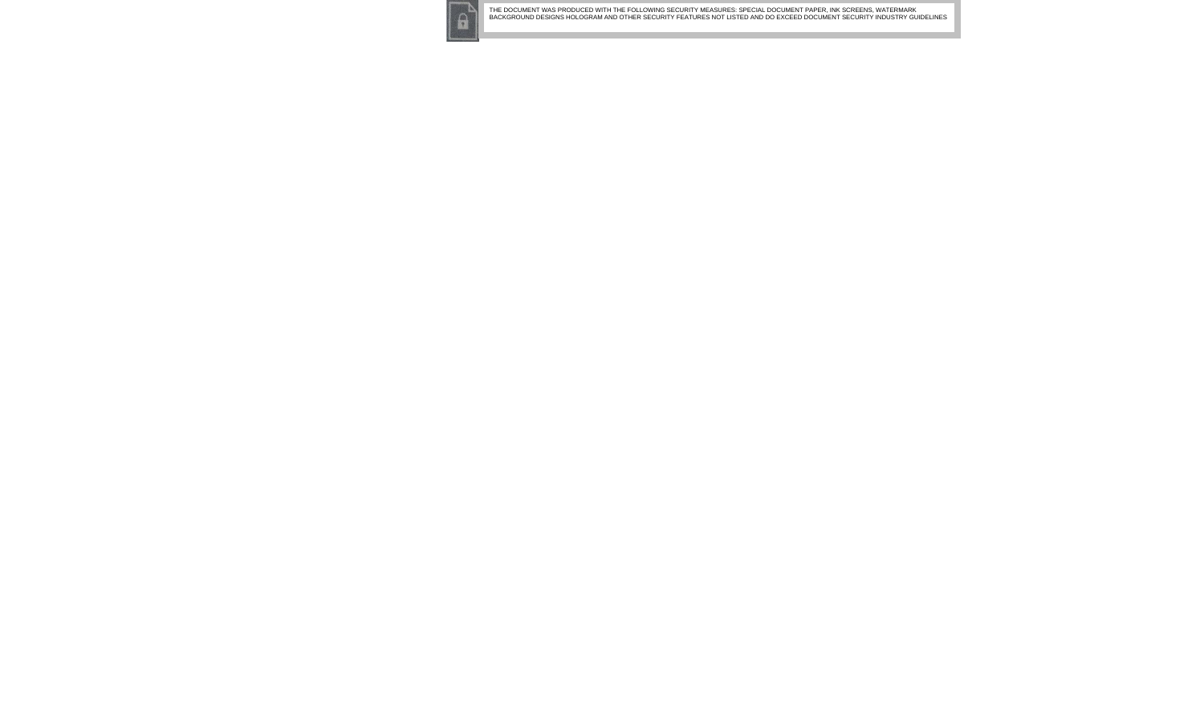THE DOCUMENT WAS PRODUCED WITH THE FOLLOWING SECURITY MEASURES: SPECIAL DOCUMENT PAPER, INK SCREENS, WATERMARK BACKGROUND DESIGNS HOLOGRAM AND OTHER SECURITY FEATURES NOT LISTED AND DO EXCEED DOCUMENT SECURITY INDUSTRY GUIDELINES